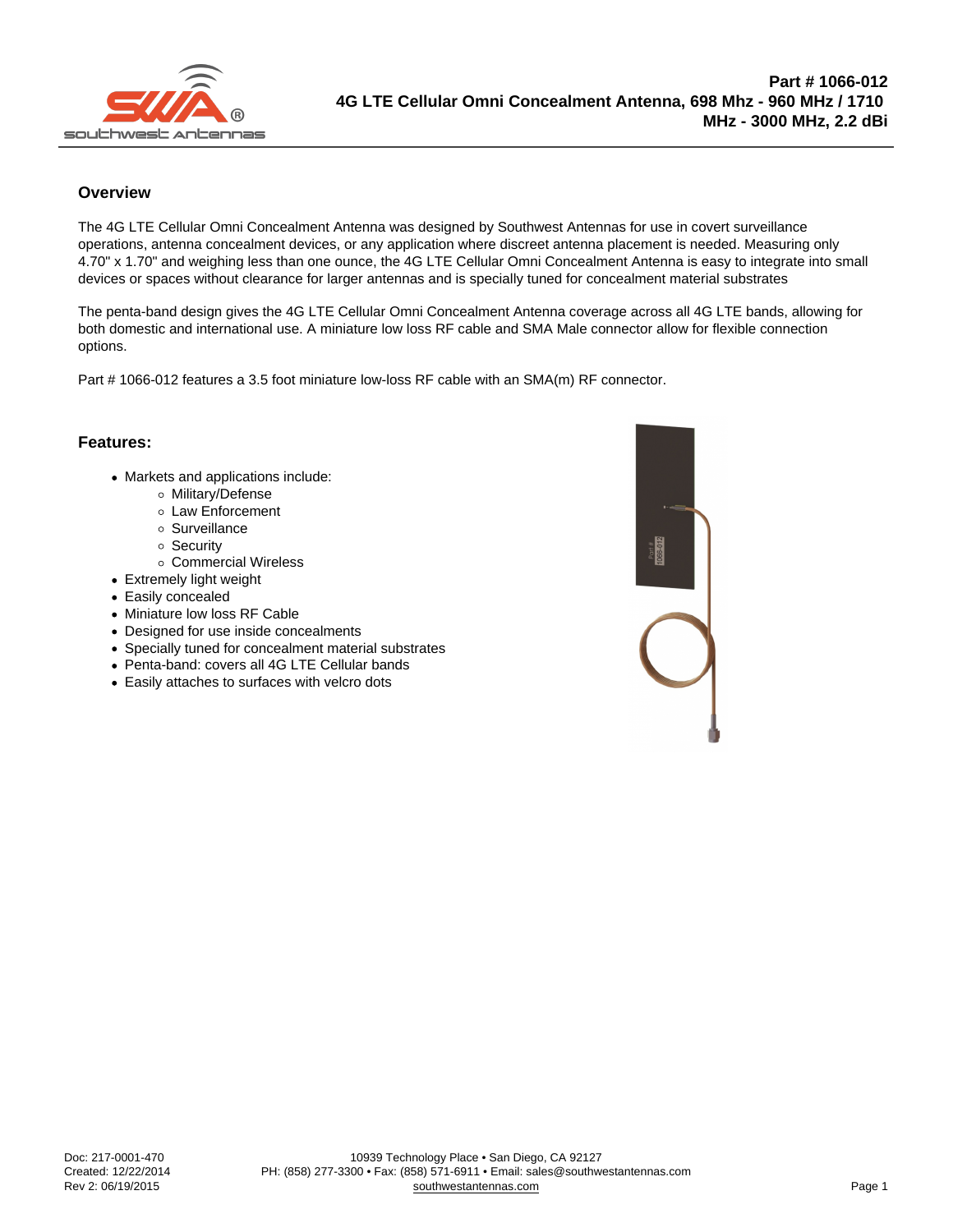# Part # 1066-012

## 4G LTE Cellular Omni Concealment Antenna, 698 Mhz - 960 MHz / 1710 MHz - 3000 MHz, 2.2 dBi

### Overview

The 4G LTE Cellular Omni Concealment Antenna was designed by Southwest Antennas for use in covert surveillance operations, antenna concealment devices, or any application where discreet antenna placement is needed. Measuring only 4.70" x 1.70" and weighing less than one ounce, the 4G LTE Cellular Omni Concealment Antenna is easy to integrate into small devices or spaces without clearance for larger antennas and is specially tuned for concealment material substrates

The penta-band design gives the 4G LTE Cellular Omni Concealment Antenna coverage across all 4G LTE bands, allowing for both domestic and international use. A miniature low loss RF cable and SMA Male connector allow for flexible connection options.

Part # 1066-012 features a 3.5 foot miniature low-loss RF cable with an SMA(m) RF connector.

### Features:

- Markets and applications include:
  - Military/Defense
  - Law Enforcement
  - Surveillance
  - Security
  - Commercial Wireless
- Extremely light weight
- Easily concealed
- Miniature low loss RF Cable
- Designed for use inside concealments
- Specially tuned for concealment material substrates
- Penta-band: covers all 4G LTE Cellular bands
- Easily attaches to surfaces with velcro dots

Doc: 217-0001-470
Created: 12/22/2014
Rev 2: 06/19/2015

10939 Technology Place • San Diego, CA 92127
PH: (858) 277-3300 • Fax: (858) 571-6911 • Email: sales@southwestantennas.com
southwestantennas.com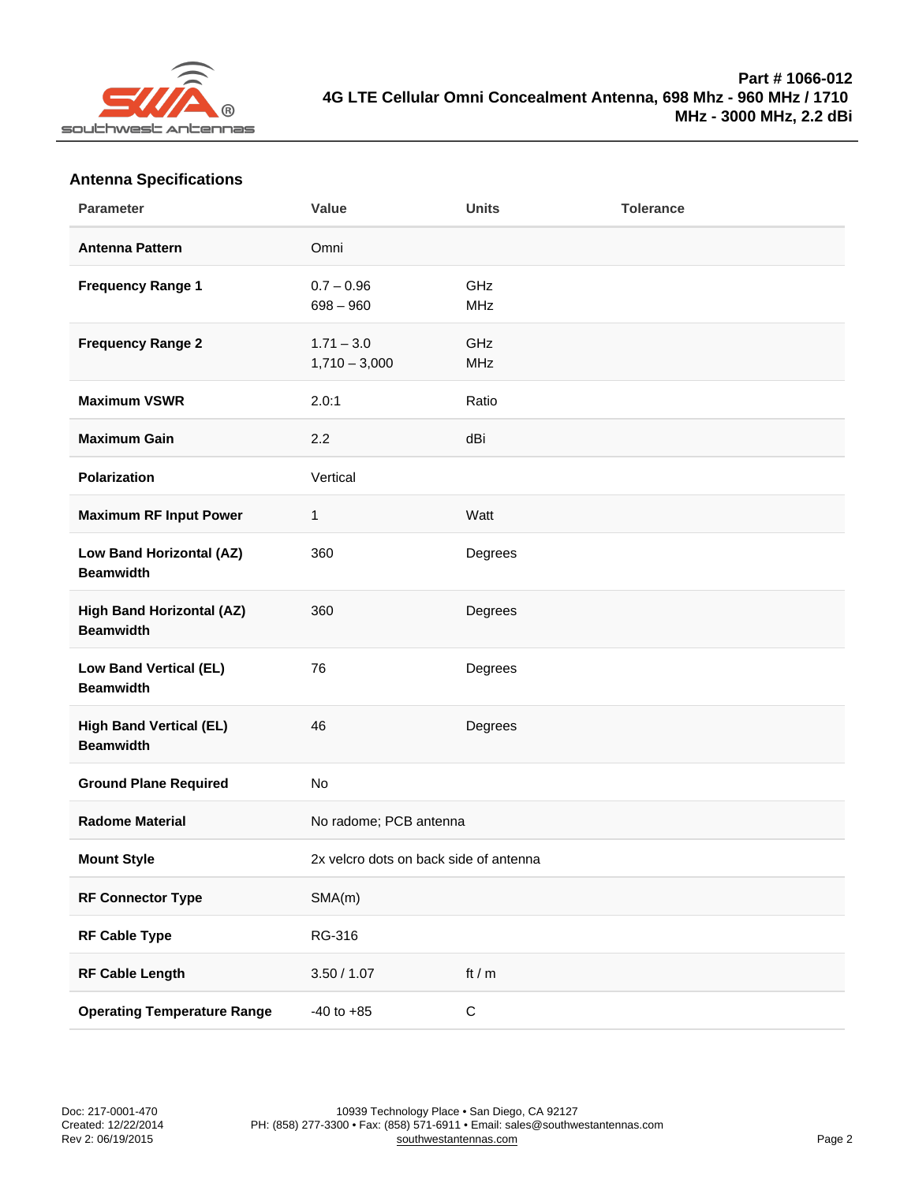**Part # 1066-012**
**4G LTE Cellular Omni Concealment Antenna, 698 Mhz - 960 MHz / 1710 MHz - 3000 MHz, 2.2 dBi**

## Antenna Specifications

| Parameter | Value | Units | Tolerance |
|---|---|---|---|
| **Antenna Pattern** | Omni | | |
| **Frequency Range 1** | 0.7 – 0.96<br>698 – 960 | GHz<br>MHz | |
| **Frequency Range 2** | 1.71 – 3.0<br>1,710 – 3,000 | GHz<br>MHz | |
| **Maximum VSWR** | 2.0:1 | Ratio | |
| **Maximum Gain** | 2.2 | dBi | |
| **Polarization** | Vertical | | |
| **Maximum RF Input Power** | 1 | Watt | |
| **Low Band Horizontal (AZ) Beamwidth** | 360 | Degrees | |
| **High Band Horizontal (AZ) Beamwidth** | 360 | Degrees | |
| **Low Band Vertical (EL) Beamwidth** | 76 | Degrees | |
| **High Band Vertical (EL) Beamwidth** | 46 | Degrees | |
| **Ground Plane Required** | No | | |
| **Radome Material** | No radome; PCB antenna | | |
| **Mount Style** | 2x velcro dots on back side of antenna | | |
| **RF Connector Type** | SMA(m) | | |
| **RF Cable Type** | RG-316 | | |
| **RF Cable Length** | 3.50 / 1.07 | ft / m | |
| **Operating Temperature Range** | -40 to +85 | C | |

Doc: 217-0001-470
Created: 12/22/2014
Rev 2: 06/19/2015

10939 Technology Place • San Diego, CA 92127
PH: (858) 277-3300 • Fax: (858) 571-6911 • Email: sales@southwestantennas.com
southwestantennas.com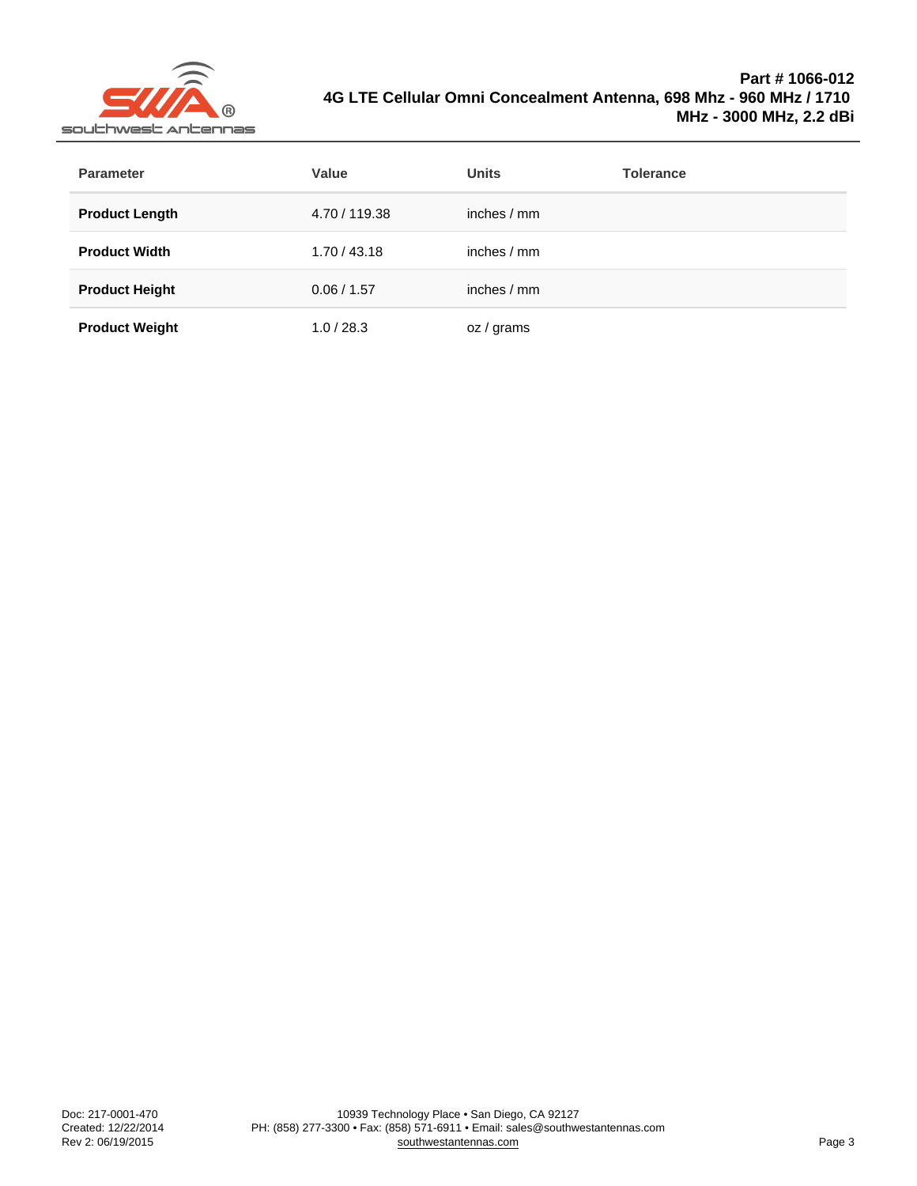**Part # 1066-012**
**4G LTE Cellular Omni Concealment Antenna, 698 Mhz - 960 MHz / 1710 MHz - 3000 MHz, 2.2 dBi**

| Parameter | Value | Units | Tolerance |
|---|---|---|---|
| **Product Length** | 4.70 / 119.38 | inches / mm | |
| **Product Width** | 1.70 / 43.18 | inches / mm | |
| **Product Height** | 0.06 / 1.57 | inches / mm | |
| **Product Weight** | 1.0 / 28.3 | oz / grams | |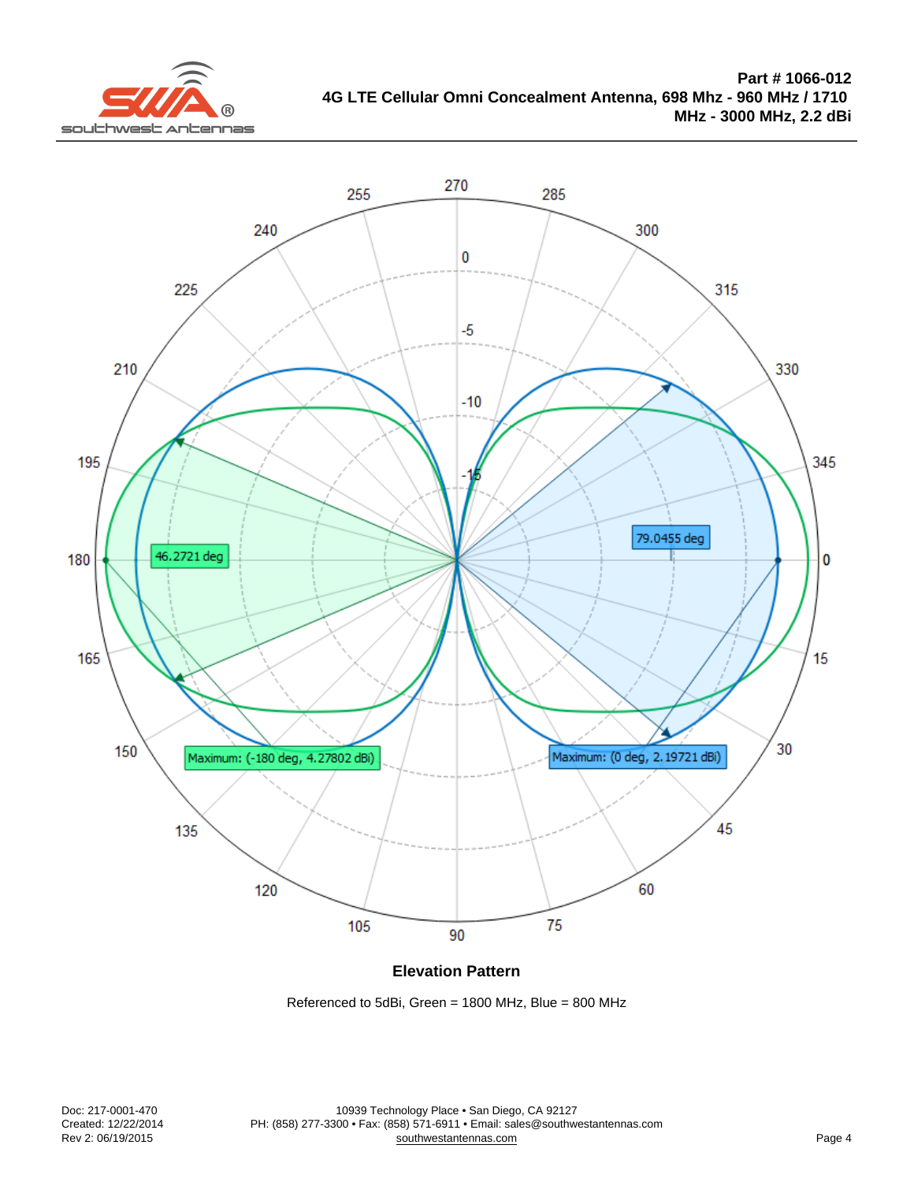**Part # 1066-012**
**4G LTE Cellular Omni Concealment Antenna, 698 Mhz - 960 MHz / 1710 MHz - 3000 MHz, 2.2 dBi**

270, 285, 300, 315, 330, 345, 0, 15, 30, 45, 60, 75, 90, 105, 120, 135, 150, 165, 180, 195, 210, 225, 240, 255

0, -5, -10, -15

46.2721 deg

79.0455 deg

Maximum: (-180 deg, 4.27802 dBi)

Maximum: (0 deg, 2.19721 dBi)

**Elevation Pattern**

Referenced to 5dBi, Green = 1800 MHz, Blue = 800 MHz

Doc: 217-0001-470
Created: 12/22/2014
Rev 2: 06/19/2015

10939 Technology Place • San Diego, CA 92127
PH: (858) 277-3300 • Fax: (858) 571-6911 • Email: sales@southwestantennas.com
southwestantennas.com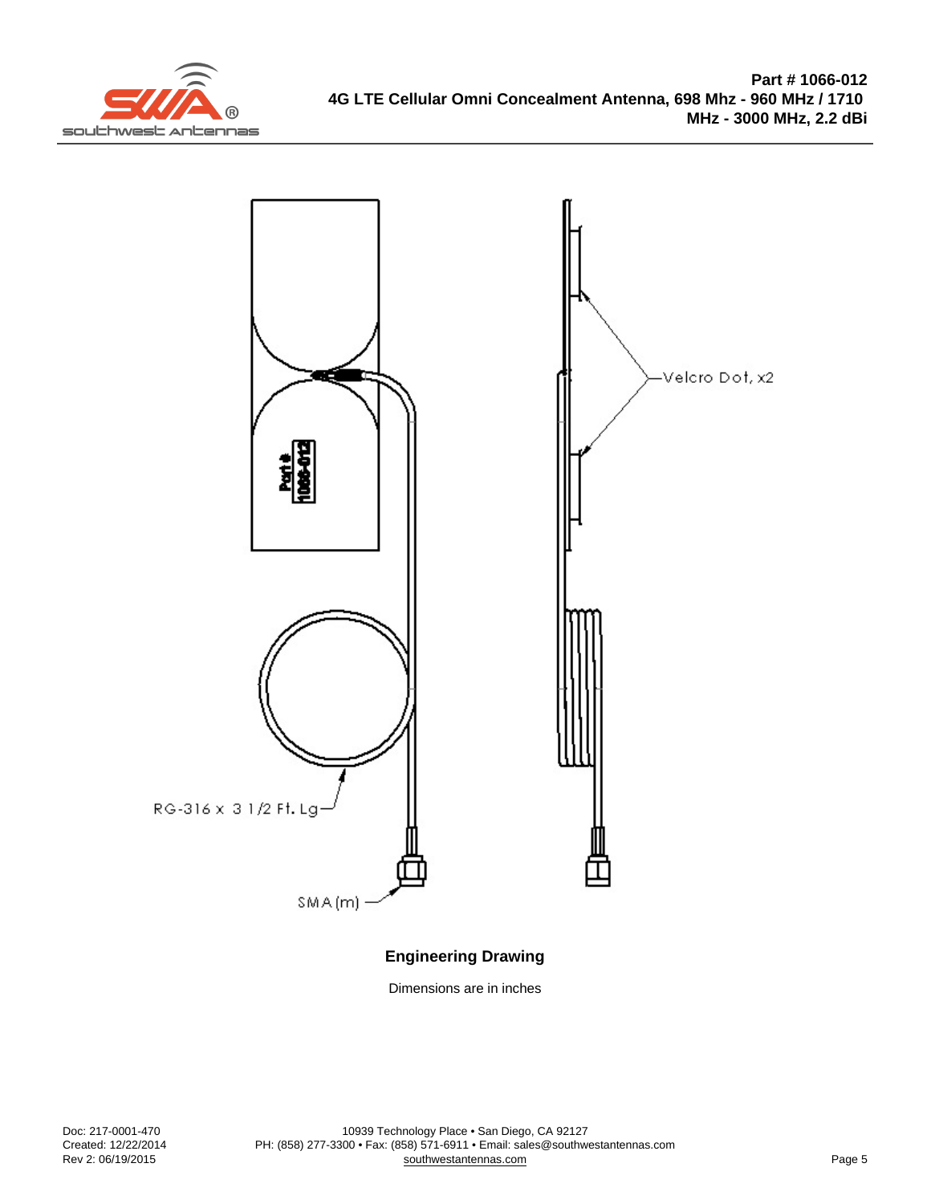# Part # 1066-012

## 4G LTE Cellular Omni Concealment Antenna, 698 Mhz - 960 MHz / 1710 MHz - 3000 MHz, 2.2 dBi

Part # 1066-012

Velcro Dot, x2

RG-316 x 3 1/2 Ft. Lg

SMA (m)

**Engineering Drawing**

Dimensions are in inches

Doc: 217-0001-470
Created: 12/22/2014
Rev 2: 06/19/2015

10939 Technology Place • San Diego, CA 92127
PH: (858) 277-3300 • Fax: (858) 571-6911 • Email: sales@southwestantennas.com
southwestantennas.com